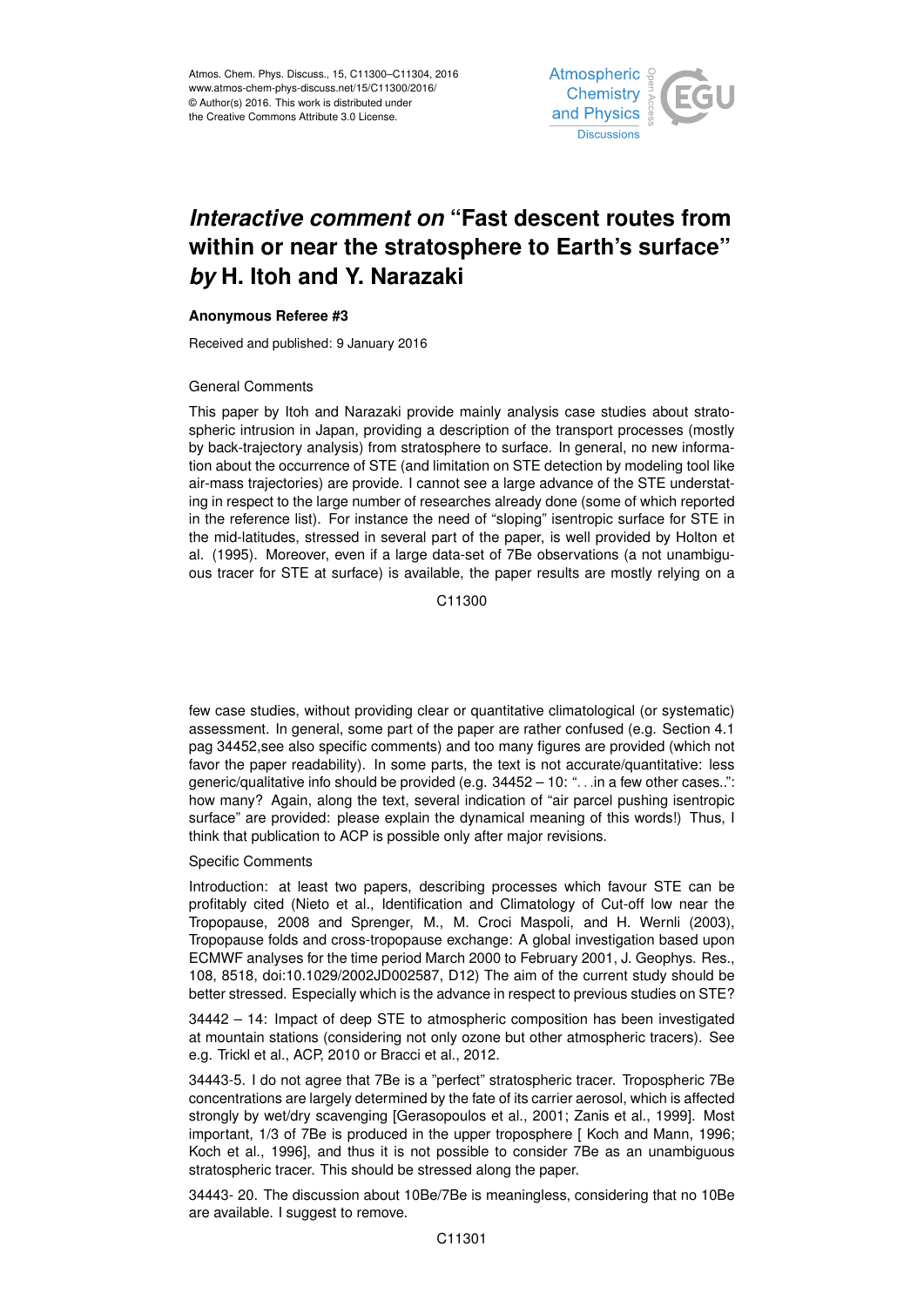# *Interactive comment on* "Fast descent routes from within or near the stratosphere to Earth's surface" *by* H. Itoh and Y. Narazaki

**Anonymous Referee #3**

Received and published: 9 January 2016

General Comments

This paper by Itoh and Narazaki provide mainly analysis case studies about stratospheric intrusion in Japan, providing a description of the transport processes (mostly by back-trajectory analysis) from stratosphere to surface. In general, no new information about the occurrence of STE (and limitation on STE detection by modeling tool like air-mass trajectories) are provide. I cannot see a large advance of the STE understating in respect to the large number of researches already done (some of which reported in the reference list). For instance the need of "sloping" isentropic surface for STE in the mid-latitudes, stressed in several part of the paper, is well provided by Holton et al. (1995). Moreover, even if a large data-set of 7Be observations (a not unambiguous tracer for STE at surface) is available, the paper results are mostly relying on a few case studies, without providing clear or quantitative climatological (or systematic) assessment. In general, some part of the paper are rather confused (e.g. Section 4.1 pag 34452,see also specific comments) and too many figures are provided (which not favor the paper readability). In some parts, the text is not accurate/quantitative: less generic/qualitative info should be provided (e.g. 34452 – 10: "...in a few other cases..": how many? Again, along the text, several indication of "air parcel pushing isentropic surface" are provided: please explain the dynamical meaning of this words!) Thus, I think that publication to ACP is possible only after major revisions.

Specific Comments

Introduction: at least two papers, describing processes which favour STE can be profitably cited (Nieto et al., Identification and Climatology of Cut-off low near the Tropopause, 2008 and Sprenger, M., M. Croci Maspoli, and H. Wernli (2003), Tropopause folds and cross-tropopause exchange: A global investigation based upon ECMWF analyses for the time period March 2000 to February 2001, J. Geophys. Res., 108, 8518, doi:10.1029/2002JD002587, D12) The aim of the current study should be better stressed. Especially which is the advance in respect to previous studies on STE?

34442 – 14: Impact of deep STE to atmospheric composition has been investigated at mountain stations (considering not only ozone but other atmospheric tracers). See e.g. Trickl et al., ACP, 2010 or Bracci et al., 2012.

34443-5. I do not agree that 7Be is a "perfect" stratospheric tracer. Tropospheric 7Be concentrations are largely determined by the fate of its carrier aerosol, which is affected strongly by wet/dry scavenging [Gerasopoulos et al., 2001; Zanis et al., 1999]. Most important, 1/3 of 7Be is produced in the upper troposphere [ Koch and Mann, 1996; Koch et al., 1996], and thus it is not possible to consider 7Be as an unambiguous stratospheric tracer. This should be stressed along the paper.

34443- 20. The discussion about 10Be/7Be is meaningless, considering that no 10Be are available. I suggest to remove.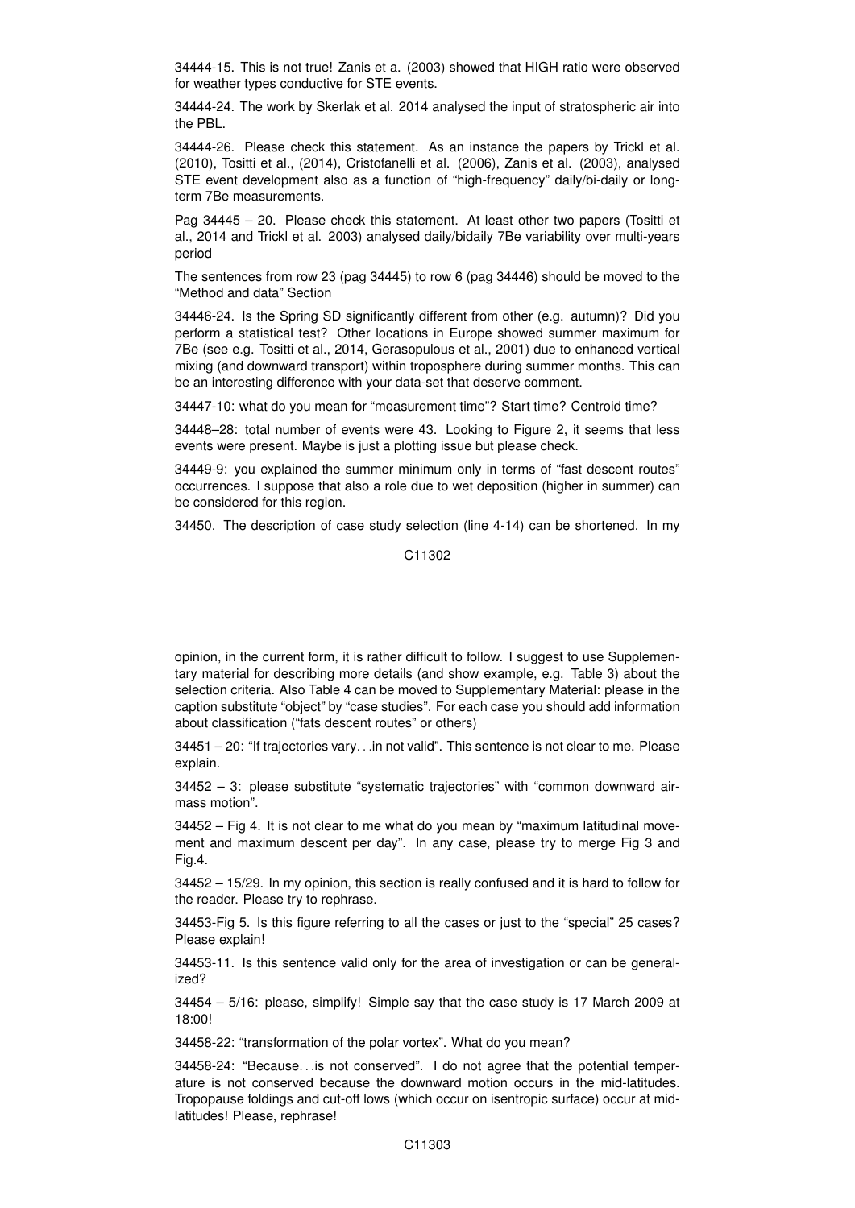34444-15. This is not true! Zanis et a. (2003) showed that HIGH ratio were observed for weather types conductive for STE events.

34444-24. The work by Skerlak et al. 2014 analysed the input of stratospheric air into the PBL.

34444-26. Please check this statement. As an instance the papers by Trickl et al. (2010), Tositti et al., (2014), Cristofanelli et al. (2006), Zanis et al. (2003), analysed STE event development also as a function of "high-frequency" daily/bi-daily or long-term 7Be measurements.

Pag 34445 – 20. Please check this statement. At least other two papers (Tositti et al., 2014 and Trickl et al. 2003) analysed daily/bidaily 7Be variability over multi-years period

The sentences from row 23 (pag 34445) to row 6 (pag 34446) should be moved to the "Method and data" Section

34446-24. Is the Spring SD significantly different from other (e.g. autumn)? Did you perform a statistical test? Other locations in Europe showed summer maximum for 7Be (see e.g. Tositti et al., 2014, Gerasopulous et al., 2001) due to enhanced vertical mixing (and downward transport) within troposphere during summer months. This can be an interesting difference with your data-set that deserve comment.

34447-10: what do you mean for "measurement time"? Start time? Centroid time?

34448–28: total number of events were 43. Looking to Figure 2, it seems that less events were present. Maybe is just a plotting issue but please check.

34449-9: you explained the summer minimum only in terms of "fast descent routes" occurrences. I suppose that also a role due to wet deposition (higher in summer) can be considered for this region.

34450. The description of case study selection (line 4-14) can be shortened. In my opinion, in the current form, it is rather difficult to follow. I suggest to use Supplementary material for describing more details (and show example, e.g. Table 3) about the selection criteria. Also Table 4 can be moved to Supplementary Material: please in the caption substitute "object" by "case studies". For each case you should add information about classification ("fats descent routes" or others)

34451 – 20: "If trajectories vary…in not valid". This sentence is not clear to me. Please explain.

34452 – 3: please substitute "systematic trajectories" with "common downward airmass motion".

34452 – Fig 4. It is not clear to me what do you mean by "maximum latitudinal movement and maximum descent per day". In any case, please try to merge Fig 3 and Fig.4.

34452 – 15/29. In my opinion, this section is really confused and it is hard to follow for the reader. Please try to rephrase.

34453-Fig 5. Is this figure referring to all the cases or just to the "special" 25 cases? Please explain!

34453-11. Is this sentence valid only for the area of investigation or can be generalized?

34454 – 5/16: please, simplify! Simple say that the case study is 17 March 2009 at 18:00!

34458-22: "transformation of the polar vortex". What do you mean?

34458-24: "Because…is not conserved". I do not agree that the potential temperature is not conserved because the downward motion occurs in the mid-latitudes. Tropopause foldings and cut-off lows (which occur on isentropic surface) occur at mid-latitudes! Please, rephrase!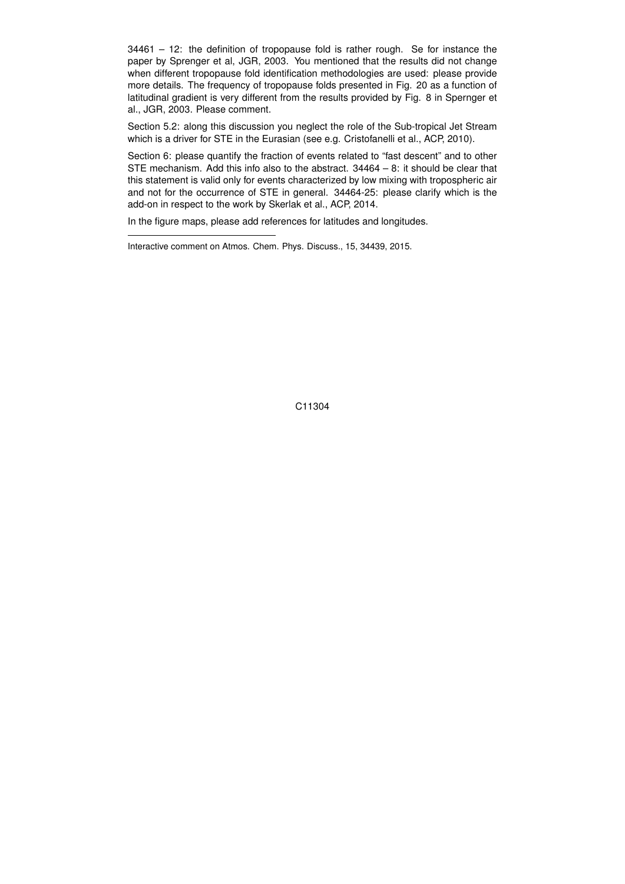34461 – 12: the definition of tropopause fold is rather rough. Se for instance the paper by Sprenger et al, JGR, 2003. You mentioned that the results did not change when different tropopause fold identification methodologies are used: please provide more details. The frequency of tropopause folds presented in Fig. 20 as a function of latitudinal gradient is very different from the results provided by Fig. 8 in Spernger et al., JGR, 2003. Please comment.

Section 5.2: along this discussion you neglect the role of the Sub-tropical Jet Stream which is a driver for STE in the Eurasian (see e.g. Cristofanelli et al., ACP, 2010).

Section 6: please quantify the fraction of events related to "fast descent" and to other STE mechanism. Add this info also to the abstract. 34464 – 8: it should be clear that this statement is valid only for events characterized by low mixing with tropospheric air and not for the occurrence of STE in general. 34464-25: please clarify which is the add-on in respect to the work by Skerlak et al., ACP, 2014.

In the figure maps, please add references for latitudes and longitudes.

---

Interactive comment on Atmos. Chem. Phys. Discuss., 15, 34439, 2015.